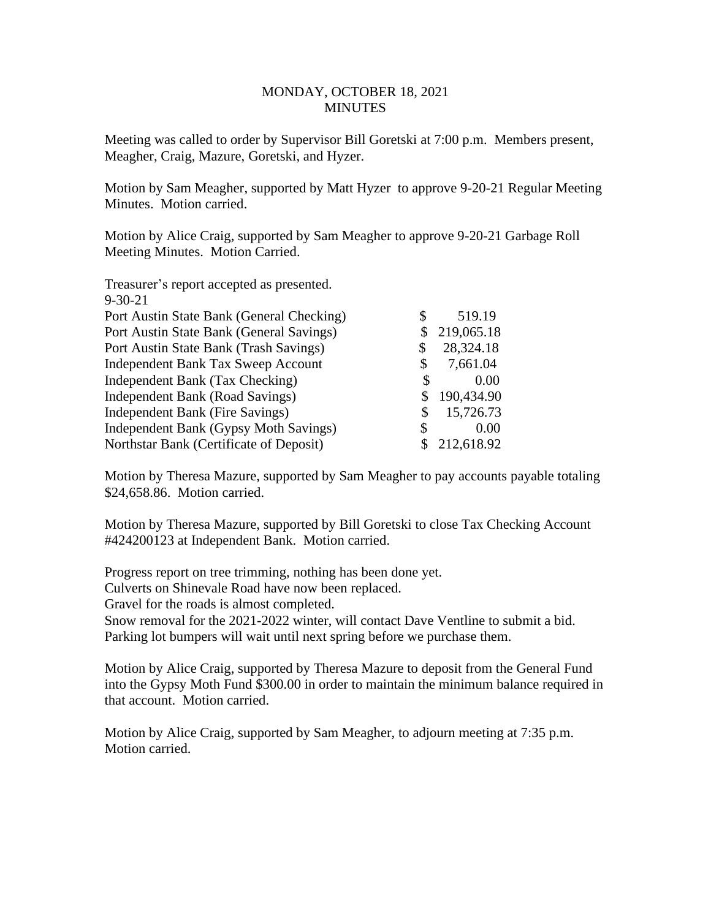MONDAY, OCTOBER 18, 2021
MINUTES

Meeting was called to order by Supervisor Bill Goretski at 7:00 p.m. Members present, Meagher, Craig, Mazure, Goretski, and Hyzer.

Motion by Sam Meagher, supported by Matt Hyzer to approve 9-20-21 Regular Meeting Minutes. Motion carried.

Motion by Alice Craig, supported by Sam Meagher to approve 9-20-21 Garbage Roll Meeting Minutes. Motion Carried.

Treasurer's report accepted as presented.

| 9-30-21 | | |
|---|---|---|
| Port Austin State Bank (General Checking) | $ | 519.19 |
| Port Austin State Bank (General Savings) | $ | 219,065.18 |
| Port Austin State Bank (Trash Savings) | $ | 28,324.18 |
| Independent Bank Tax Sweep Account | $ | 7,661.04 |
| Independent Bank (Tax Checking) | $ | 0.00 |
| Independent Bank (Road Savings) | $ | 190,434.90 |
| Independent Bank (Fire Savings) | $ | 15,726.73 |
| Independent Bank (Gypsy Moth Savings) | $ | 0.00 |
| Northstar Bank (Certificate of Deposit) | $ | 212,618.92 |

Motion by Theresa Mazure, supported by Sam Meagher to pay accounts payable totaling $24,658.86. Motion carried.

Motion by Theresa Mazure, supported by Bill Goretski to close Tax Checking Account #424200123 at Independent Bank. Motion carried.

Progress report on tree trimming, nothing has been done yet.
Culverts on Shinevale Road have now been replaced.
Gravel for the roads is almost completed.
Snow removal for the 2021-2022 winter, will contact Dave Ventline to submit a bid.
Parking lot bumpers will wait until next spring before we purchase them.

Motion by Alice Craig, supported by Theresa Mazure to deposit from the General Fund into the Gypsy Moth Fund $300.00 in order to maintain the minimum balance required in that account. Motion carried.

Motion by Alice Craig, supported by Sam Meagher, to adjourn meeting at 7:35 p.m. Motion carried.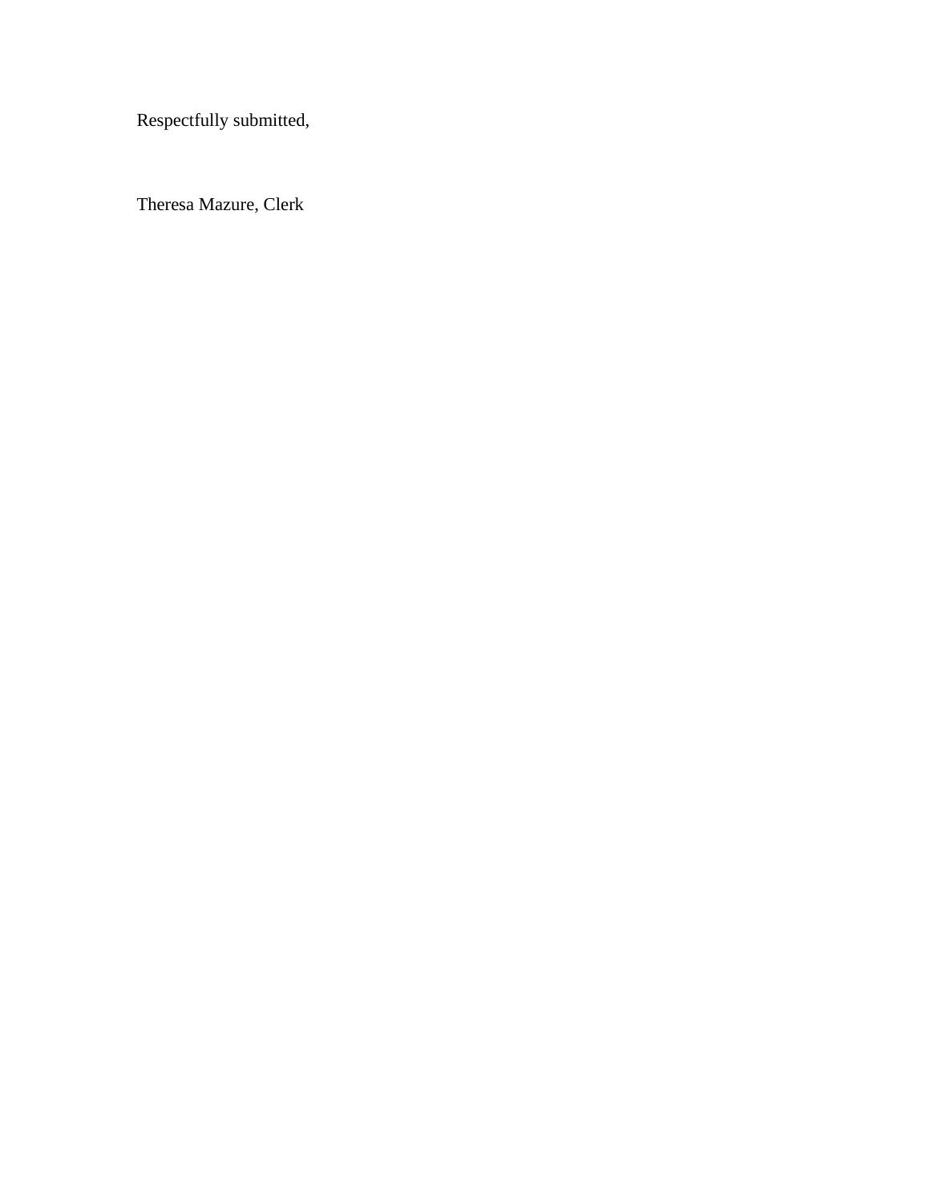Respectfully submitted,

Theresa Mazure, Clerk